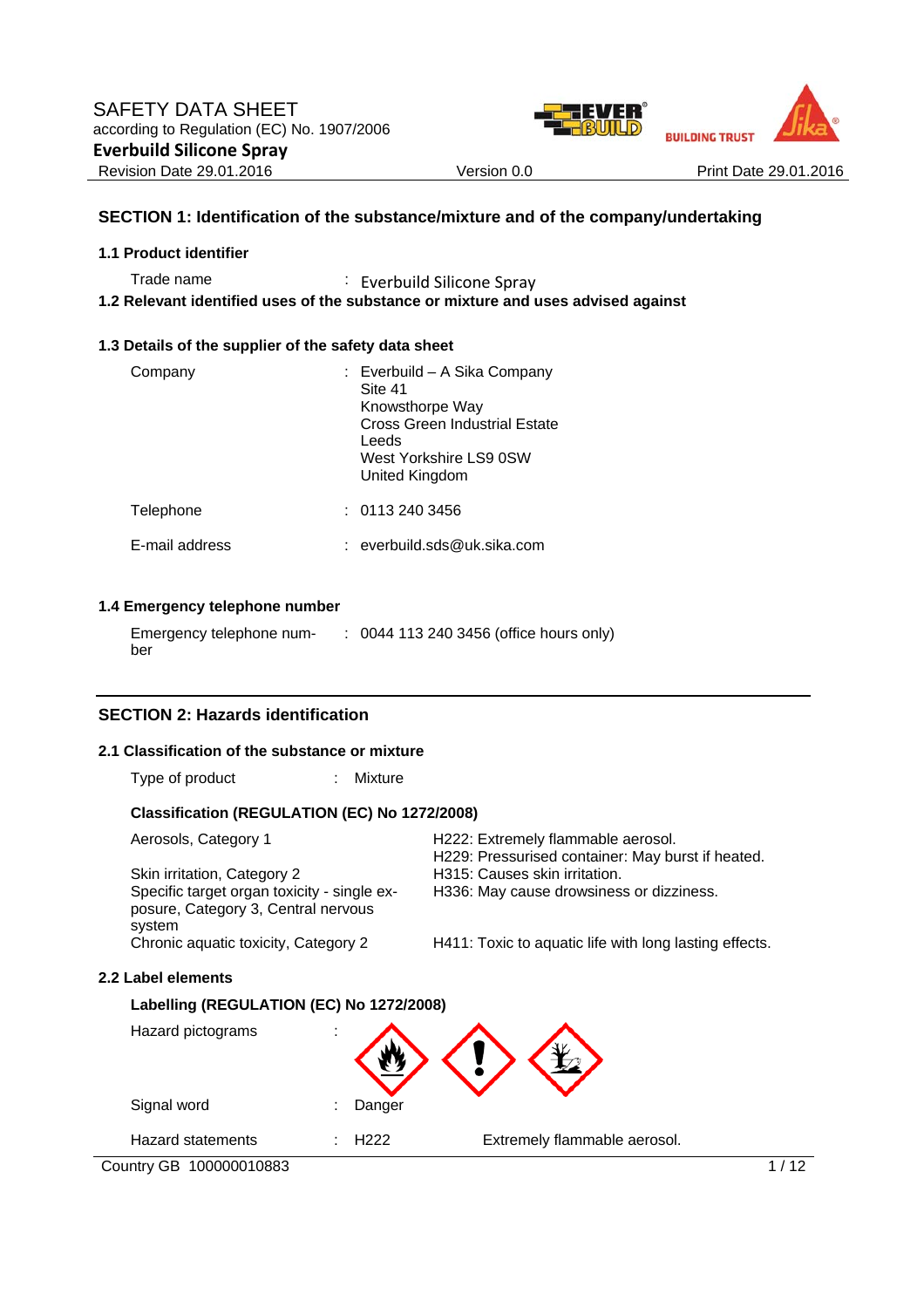SAFETY DATA SHEET
according to Regulation (EC) No. 1907/2006
**Everbuild Silicone Spray**

Revision Date 29.01.2016 | Version 0.0 | Print Date 29.01.2016

## SECTION 1: Identification of the substance/mixture and of the company/undertaking

### 1.1 Product identifier

Trade name : Everbuild Silicone Spray

### 1.2 Relevant identified uses of the substance or mixture and uses advised against

### 1.3 Details of the supplier of the safety data sheet

Company : Everbuild – A Sika Company
Site 41
Knowsthorpe Way
Cross Green Industrial Estate
Leeds
West Yorkshire LS9 0SW
United Kingdom

Telephone : 0113 240 3456

E-mail address : everbuild.sds@uk.sika.com

### 1.4 Emergency telephone number

Emergency telephone number : 0044 113 240 3456 (office hours only)

## SECTION 2: Hazards identification

### 2.1 Classification of the substance or mixture

Type of product : Mixture

**Classification (REGULATION (EC) No 1272/2008)**

| | |
|---|---|
| Aerosols, Category 1 | H222: Extremely flammable aerosol.<br>H229: Pressurised container: May burst if heated. |
| Skin irritation, Category 2 | H315: Causes skin irritation. |
| Specific target organ toxicity - single exposure, Category 3, Central nervous system | H336: May cause drowsiness or dizziness. |
| Chronic aquatic toxicity, Category 2 | H411: Toxic to aquatic life with long lasting effects. |

### 2.2 Label elements

**Labelling (REGULATION (EC) No 1272/2008)**

Hazard pictograms :

Signal word : Danger

Hazard statements : H222 Extremely flammable aerosol.

Country GB 100000010883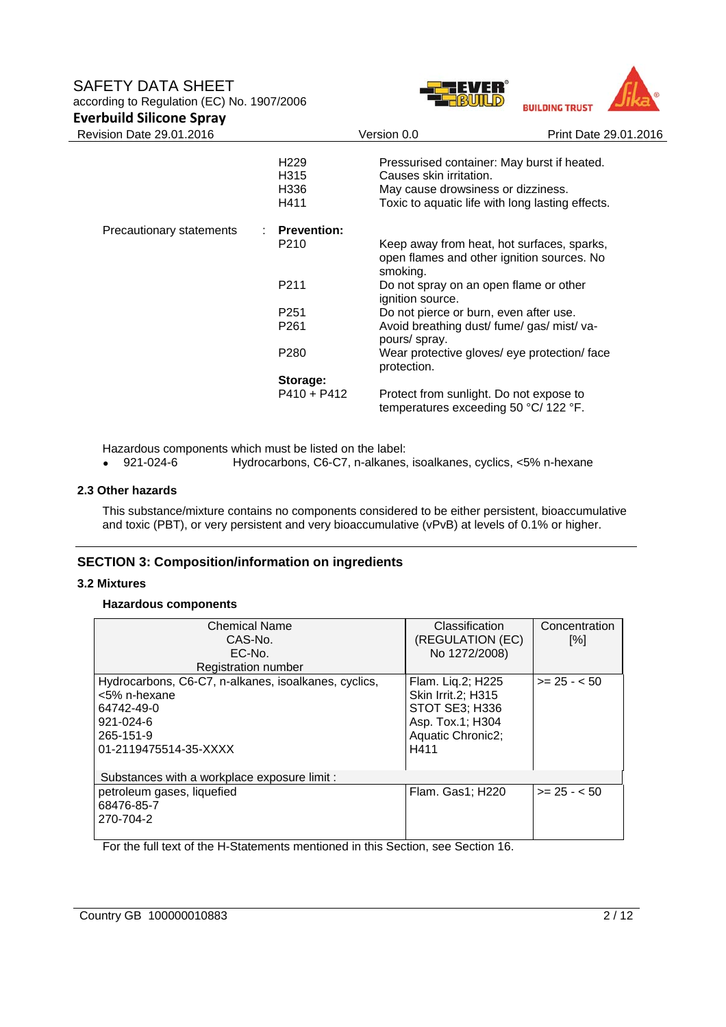| | | |
|---|---|---|
| | H229 | Pressurised container: May burst if heated. |
| | H315 | Causes skin irritation. |
| | H336 | May cause drowsiness or dizziness. |
| | H411 | Toxic to aquatic life with long lasting effects. |
| Precautionary statements : | **Prevention:** | |
| | P210 | Keep away from heat, hot surfaces, sparks, open flames and other ignition sources. No smoking. |
| | P211 | Do not spray on an open flame or other ignition source. |
| | P251 | Do not pierce or burn, even after use. |
| | P261 | Avoid breathing dust/ fume/ gas/ mist/ vapours/ spray. |
| | P280 | Wear protective gloves/ eye protection/ face protection. |
| | **Storage:** | |
| | P410 + P412 | Protect from sunlight. Do not expose to temperatures exceeding 50 °C/ 122 °F. |

Hazardous components which must be listed on the label:

- 921-024-6 Hydrocarbons, C6-C7, n-alkanes, isoalkanes, cyclics, <5% n-hexane

### 2.3 Other hazards

This substance/mixture contains no components considered to be either persistent, bioaccumulative and toxic (PBT), or very persistent and very bioaccumulative (vPvB) at levels of 0.1% or higher.

## SECTION 3: Composition/information on ingredients

### 3.2 Mixtures

**Hazardous components**

| Chemical Name<br>CAS-No.<br>EC-No.<br>Registration number | Classification (REGULATION (EC) No 1272/2008) | Concentration [%] |
|---|---|---|
| Hydrocarbons, C6-C7, n-alkanes, isoalkanes, cyclics, <5% n-hexane<br>64742-49-0<br>921-024-6<br>265-151-9<br>01-2119475514-35-XXXX | Flam. Liq.2; H225<br>Skin Irrit.2; H315<br>STOT SE3; H336<br>Asp. Tox.1; H304<br>Aquatic Chronic2; H411 | >= 25 - < 50 |
| Substances with a workplace exposure limit : | | |
| petroleum gases, liquefied<br>68476-85-7<br>270-704-2 | Flam. Gas1; H220 | >= 25 - < 50 |

For the full text of the H-Statements mentioned in this Section, see Section 16.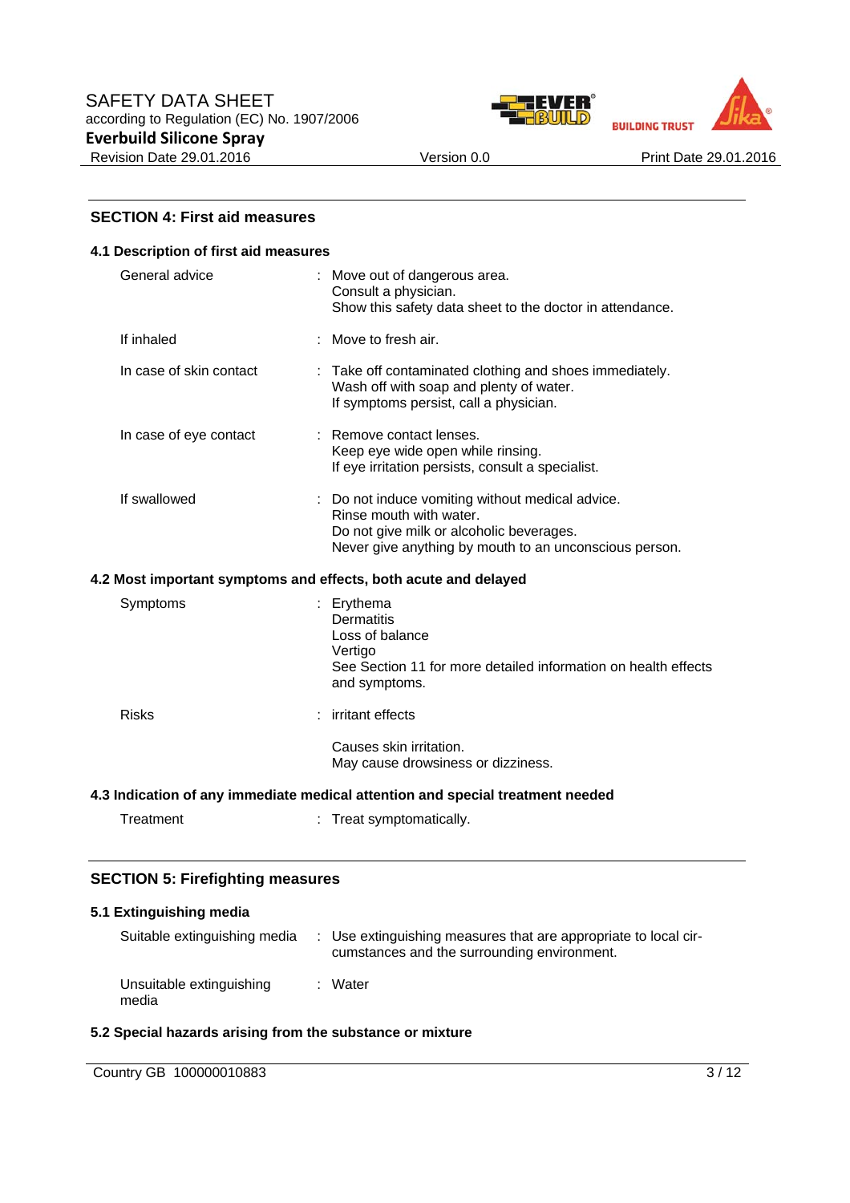## SECTION 4: First aid measures

### 4.1 Description of first aid measures

| | |
|---|---|
| General advice | : Move out of dangerous area.<br>Consult a physician.<br>Show this safety data sheet to the doctor in attendance. |
| If inhaled | : Move to fresh air. |
| In case of skin contact | : Take off contaminated clothing and shoes immediately.<br>Wash off with soap and plenty of water.<br>If symptoms persist, call a physician. |
| In case of eye contact | : Remove contact lenses.<br>Keep eye wide open while rinsing.<br>If eye irritation persists, consult a specialist. |
| If swallowed | : Do not induce vomiting without medical advice.<br>Rinse mouth with water.<br>Do not give milk or alcoholic beverages.<br>Never give anything by mouth to an unconscious person. |

### 4.2 Most important symptoms and effects, both acute and delayed

| | |
|---|---|
| Symptoms | : Erythema<br>Dermatitis<br>Loss of balance<br>Vertigo<br>See Section 11 for more detailed information on health effects and symptoms. |
| Risks | : irritant effects<br><br>Causes skin irritation.<br>May cause drowsiness or dizziness. |

### 4.3 Indication of any immediate medical attention and special treatment needed

| | |
|---|---|
| Treatment | : Treat symptomatically. |

## SECTION 5: Firefighting measures

### 5.1 Extinguishing media

| | |
|---|---|
| Suitable extinguishing media | : Use extinguishing measures that are appropriate to local circumstances and the surrounding environment. |
| Unsuitable extinguishing media | : Water |

### 5.2 Special hazards arising from the substance or mixture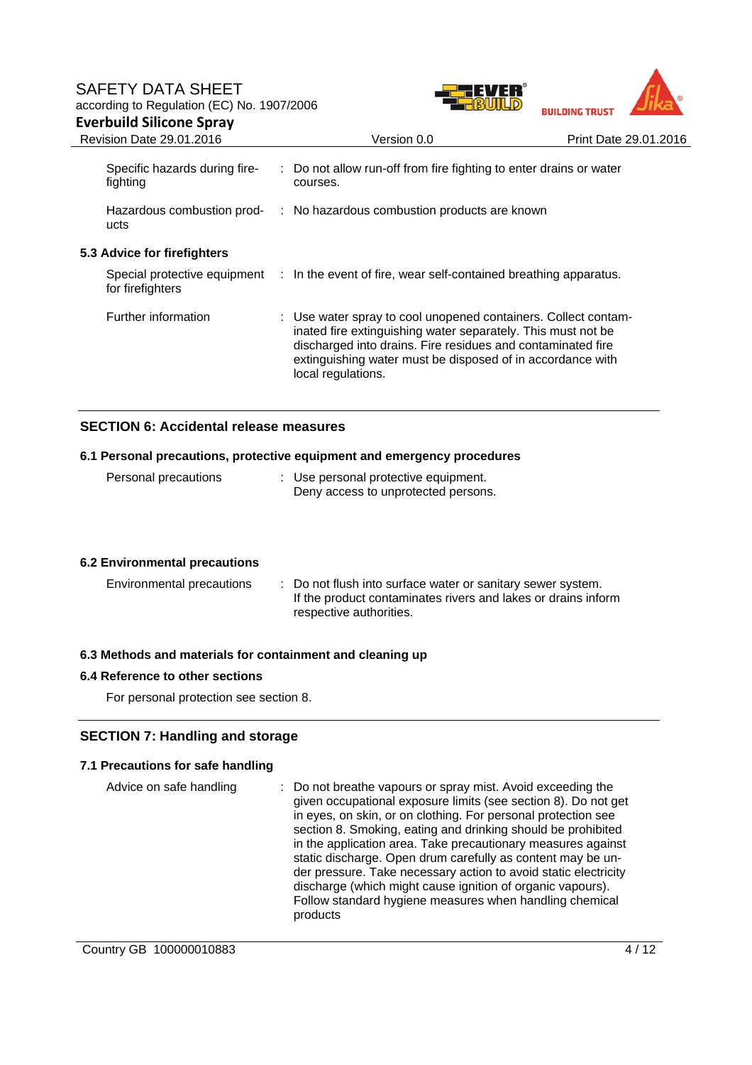| | | |
|---|---|---|
| Specific hazards during fire-fighting | : | Do not allow run-off from fire fighting to enter drains or water courses. |
| Hazardous combustion products | : | No hazardous combustion products are known |

### 5.3 Advice for firefighters

| | | |
|---|---|---|
| Special protective equipment for firefighters | : | In the event of fire, wear self-contained breathing apparatus. |
| Further information | : | Use water spray to cool unopened containers. Collect contaminated fire extinguishing water separately. This must not be discharged into drains. Fire residues and contaminated fire extinguishing water must be disposed of in accordance with local regulations. |

## SECTION 6: Accidental release measures

### 6.1 Personal precautions, protective equipment and emergency procedures

| | | |
|---|---|---|
| Personal precautions | : | Use personal protective equipment.<br>Deny access to unprotected persons. |

### 6.2 Environmental precautions

| | | |
|---|---|---|
| Environmental precautions | : | Do not flush into surface water or sanitary sewer system.<br>If the product contaminates rivers and lakes or drains inform respective authorities. |

### 6.3 Methods and materials for containment and cleaning up

### 6.4 Reference to other sections

For personal protection see section 8.

## SECTION 7: Handling and storage

### 7.1 Precautions for safe handling

| | | |
|---|---|---|
| Advice on safe handling | : | Do not breathe vapours or spray mist. Avoid exceeding the given occupational exposure limits (see section 8). Do not get in eyes, on skin, or on clothing. For personal protection see section 8. Smoking, eating and drinking should be prohibited in the application area. Take precautionary measures against static discharge. Open drum carefully as content may be under pressure. Take necessary action to avoid static electricity discharge (which might cause ignition of organic vapours). Follow standard hygiene measures when handling chemical products |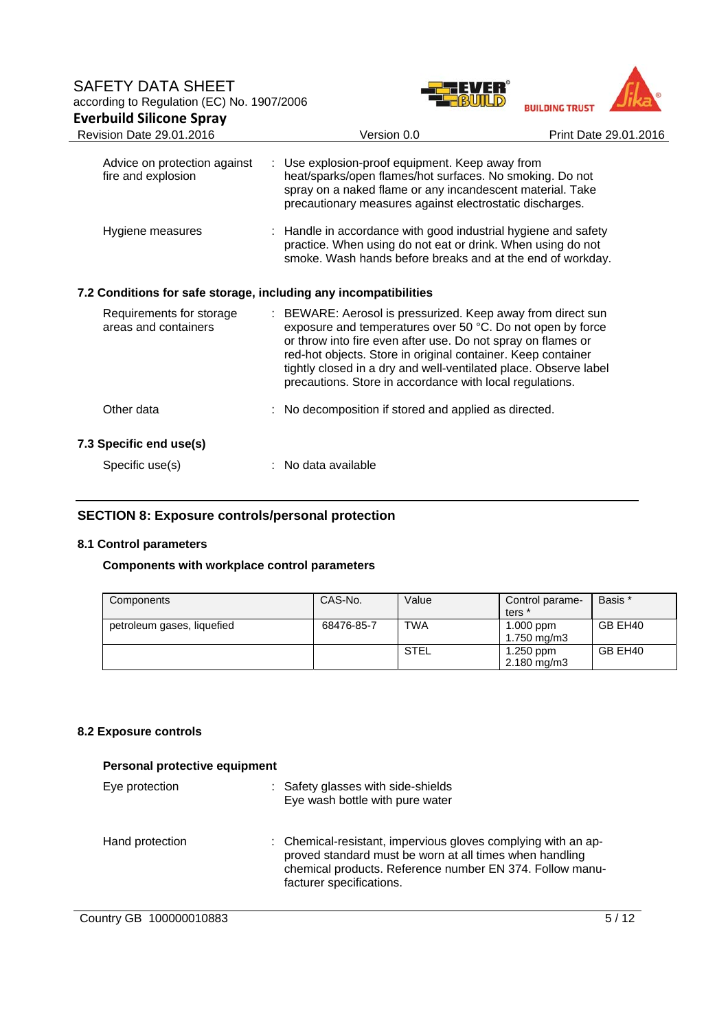| | | |
|---|---|---|
| Advice on protection against fire and explosion | : | Use explosion-proof equipment. Keep away from heat/sparks/open flames/hot surfaces. No smoking. Do not spray on a naked flame or any incandescent material. Take precautionary measures against electrostatic discharges. |
| Hygiene measures | : | Handle in accordance with good industrial hygiene and safety practice. When using do not eat or drink. When using do not smoke. Wash hands before breaks and at the end of workday. |

### 7.2 Conditions for safe storage, including any incompatibilities

| | | |
|---|---|---|
| Requirements for storage areas and containers | : | BEWARE: Aerosol is pressurized. Keep away from direct sun exposure and temperatures over 50 °C. Do not open by force or throw into fire even after use. Do not spray on flames or red-hot objects. Store in original container. Keep container tightly closed in a dry and well-ventilated place. Observe label precautions. Store in accordance with local regulations. |
| Other data | : | No decomposition if stored and applied as directed. |

### 7.3 Specific end use(s)

| | | |
|---|---|---|
| Specific use(s) | : | No data available |

## SECTION 8: Exposure controls/personal protection

### 8.1 Control parameters

**Components with workplace control parameters**

| Components | CAS-No. | Value | Control parameters * | Basis * |
|---|---|---|---|---|
| petroleum gases, liquefied | 68476-85-7 | TWA | 1.000 ppm<br>1.750 mg/m3 | GB EH40 |
| | | STEL | 1.250 ppm<br>2.180 mg/m3 | GB EH40 |

### 8.2 Exposure controls

**Personal protective equipment**

| | | |
|---|---|---|
| Eye protection | : | Safety glasses with side-shields<br>Eye wash bottle with pure water |
| Hand protection | : | Chemical-resistant, impervious gloves complying with an approved standard must be worn at all times when handling chemical products. Reference number EN 374. Follow manufacturer specifications. |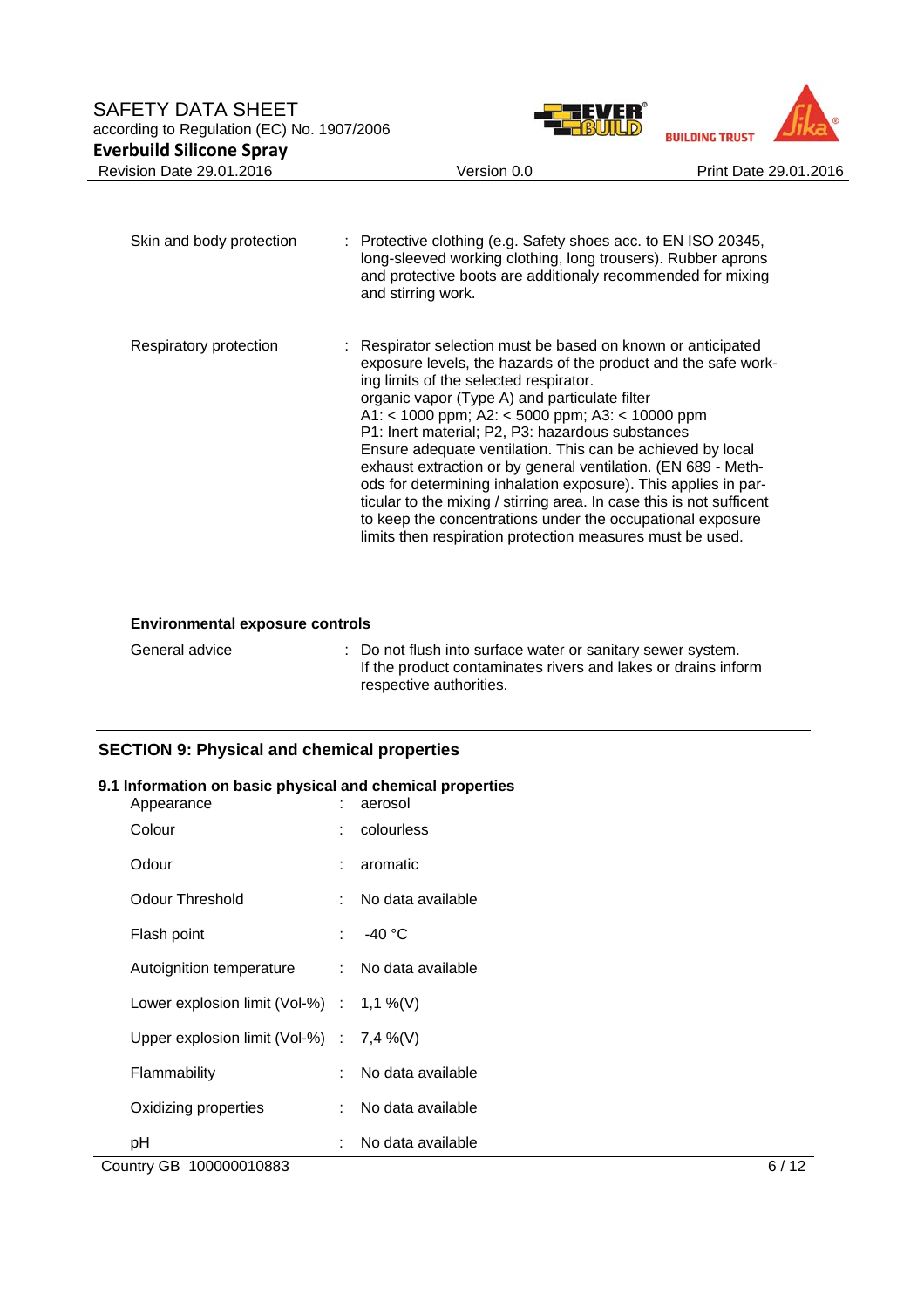Skin and body protection : Protective clothing (e.g. Safety shoes acc. to EN ISO 20345, long-sleeved working clothing, long trousers). Rubber aprons and protective boots are additionaly recommended for mixing and stirring work.

Respiratory protection : Respirator selection must be based on known or anticipated exposure levels, the hazards of the product and the safe working limits of the selected respirator.
organic vapor (Type A) and particulate filter
A1: < 1000 ppm; A2: < 5000 ppm; A3: < 10000 ppm
P1: Inert material; P2, P3: hazardous substances
Ensure adequate ventilation. This can be achieved by local exhaust extraction or by general ventilation. (EN 689 - Methods for determining inhalation exposure). This applies in particular to the mixing / stirring area. In case this is not sufficent to keep the concentrations under the occupational exposure limits then respiration protection measures must be used.

**Environmental exposure controls**

General advice : Do not flush into surface water or sanitary sewer system.
If the product contaminates rivers and lakes or drains inform respective authorities.

## SECTION 9: Physical and chemical properties

### 9.1 Information on basic physical and chemical properties

| | | |
|---|---|---|
| Appearance | : | aerosol |
| Colour | : | colourless |
| Odour | : | aromatic |
| Odour Threshold | : | No data available |
| Flash point | : | -40 °C |
| Autoignition temperature | : | No data available |
| Lower explosion limit (Vol-%) | : | 1,1 %(V) |
| Upper explosion limit (Vol-%) | : | 7,4 %(V) |
| Flammability | : | No data available |
| Oxidizing properties | : | No data available |
| pH | : | No data available |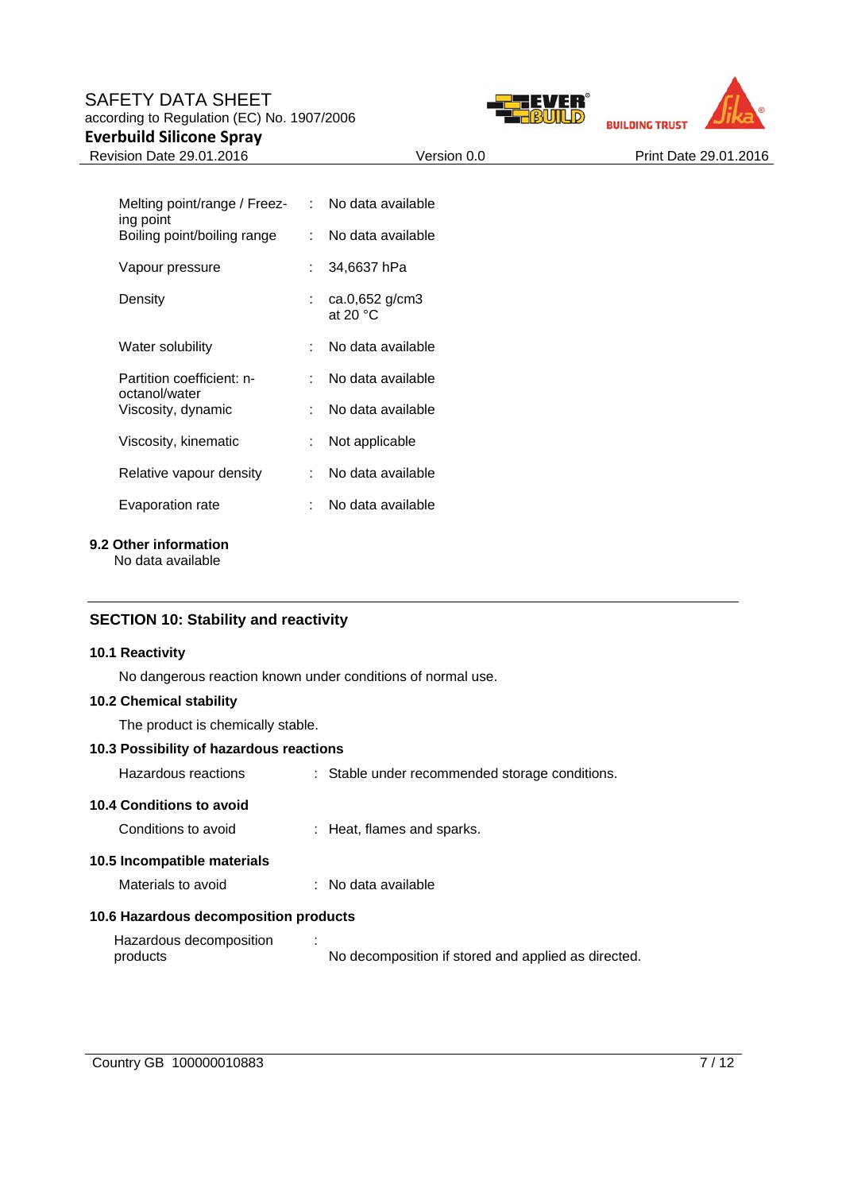| | | |
|---|---|---|
| Melting point/range / Freezing point | : | No data available |
| Boiling point/boiling range | : | No data available |
| Vapour pressure | : | 34,6637 hPa |
| Density | : | ca.0,652 g/cm3 at 20 °C |
| Water solubility | : | No data available |
| Partition coefficient: n-octanol/water | : | No data available |
| Viscosity, dynamic | : | No data available |
| Viscosity, kinematic | : | Not applicable |
| Relative vapour density | : | No data available |
| Evaporation rate | : | No data available |

**9.2 Other information**

No data available

## SECTION 10: Stability and reactivity

**10.1 Reactivity**

No dangerous reaction known under conditions of normal use.

**10.2 Chemical stability**

The product is chemically stable.

**10.3 Possibility of hazardous reactions**

Hazardous reactions : Stable under recommended storage conditions.

**10.4 Conditions to avoid**

Conditions to avoid : Heat, flames and sparks.

**10.5 Incompatible materials**

Materials to avoid : No data available

**10.6 Hazardous decomposition products**

Hazardous decomposition products : No decomposition if stored and applied as directed.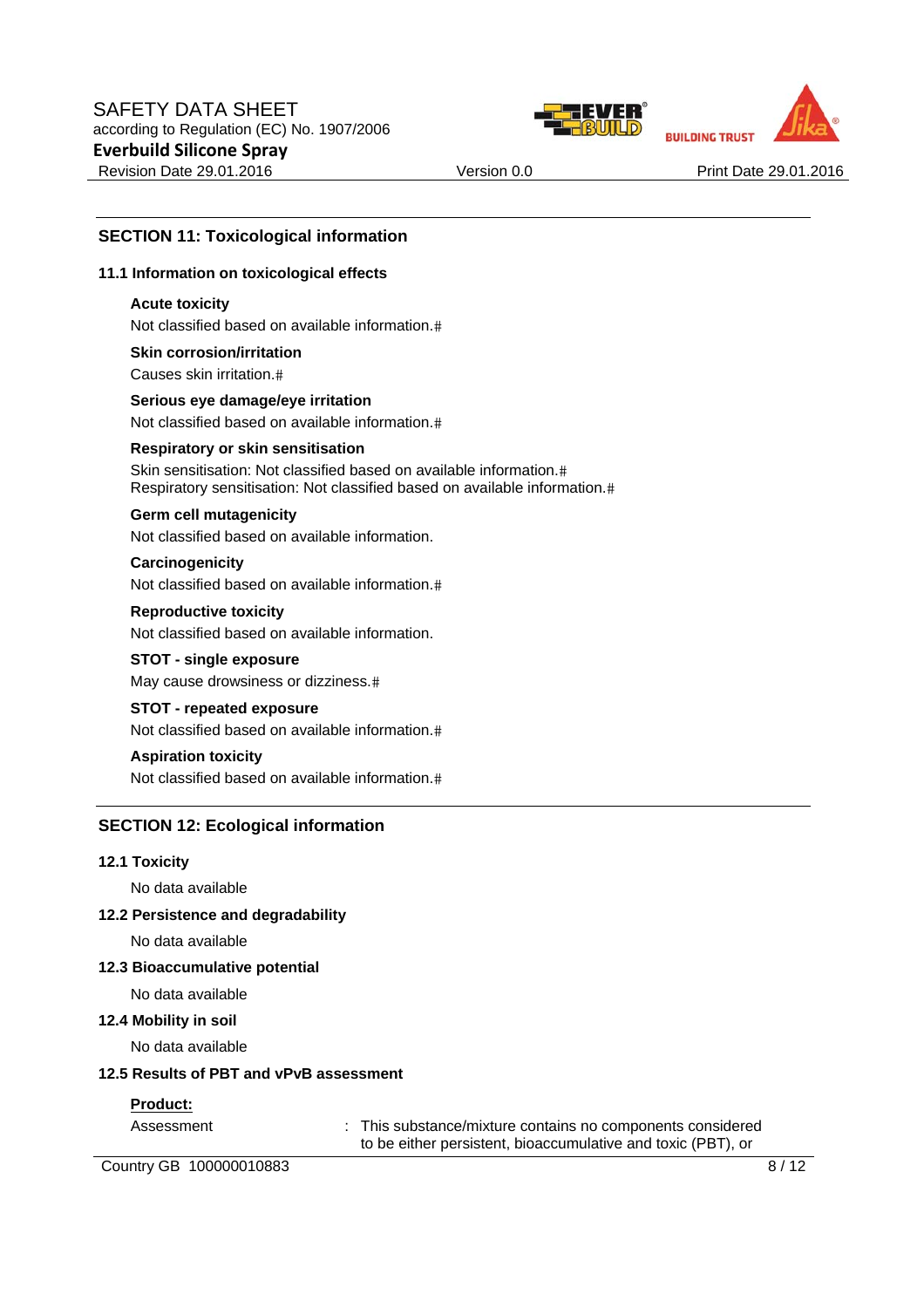## SECTION 11: Toxicological information

### 11.1 Information on toxicological effects

**Acute toxicity**

Not classified based on available information.#

**Skin corrosion/irritation**

Causes skin irritation.#

**Serious eye damage/eye irritation**

Not classified based on available information.#

**Respiratory or skin sensitisation**

Skin sensitisation: Not classified based on available information.#
Respiratory sensitisation: Not classified based on available information.#

**Germ cell mutagenicity**

Not classified based on available information.

**Carcinogenicity**

Not classified based on available information.#

**Reproductive toxicity**

Not classified based on available information.

**STOT - single exposure**

May cause drowsiness or dizziness.#

**STOT - repeated exposure**

Not classified based on available information.#

**Aspiration toxicity**

Not classified based on available information.#

## SECTION 12: Ecological information

### 12.1 Toxicity

No data available

### 12.2 Persistence and degradability

No data available

### 12.3 Bioaccumulative potential

No data available

### 12.4 Mobility in soil

No data available

### 12.5 Results of PBT and vPvB assessment

**Product:**

Assessment : This substance/mixture contains no components considered to be either persistent, bioaccumulative and toxic (PBT), or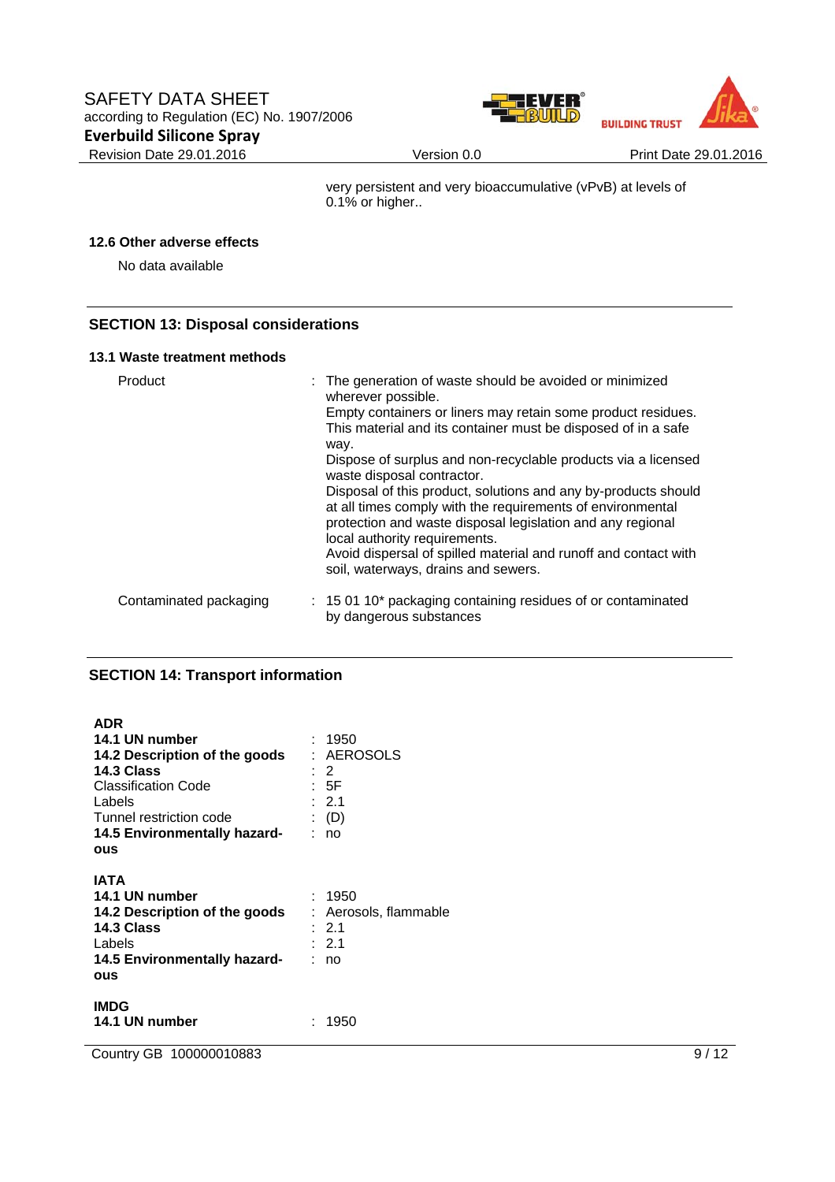very persistent and very bioaccumulative (vPvB) at levels of 0.1% or higher..

### 12.6 Other adverse effects

No data available

## SECTION 13: Disposal considerations

### 13.1 Waste treatment methods

| | |
|---|---|
| Product | : The generation of waste should be avoided or minimized wherever possible. Empty containers or liners may retain some product residues. This material and its container must be disposed of in a safe way. Dispose of surplus and non-recyclable products via a licensed waste disposal contractor. Disposal of this product, solutions and any by-products should at all times comply with the requirements of environmental protection and waste disposal legislation and any regional local authority requirements. Avoid dispersal of spilled material and runoff and contact with soil, waterways, drains and sewers. |
| Contaminated packaging | : 15 01 10* packaging containing residues of or contaminated by dangerous substances |

## SECTION 14: Transport information

**ADR**

| | |
|---|---|
| **14.1 UN number** | : 1950 |
| **14.2 Description of the goods** | : AEROSOLS |
| **14.3 Class** | : 2 |
| Classification Code | : 5F |
| Labels | : 2.1 |
| Tunnel restriction code | : (D) |
| **14.5 Environmentally hazardous** | : no |

**IATA**

| | |
|---|---|
| **14.1 UN number** | : 1950 |
| **14.2 Description of the goods** | : Aerosols, flammable |
| **14.3 Class** | : 2.1 |
| Labels | : 2.1 |
| **14.5 Environmentally hazardous** | : no |

**IMDG**

| | |
|---|---|
| **14.1 UN number** | : 1950 |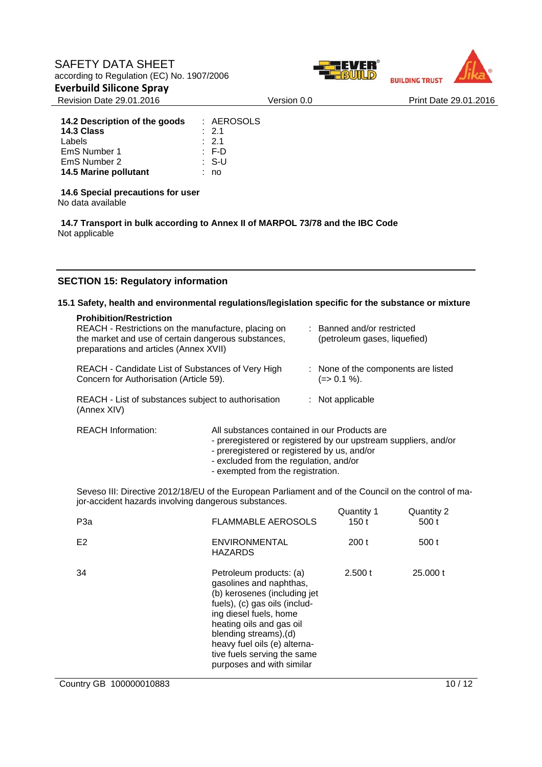| | | |
|---|---|---|
| **14.2 Description of the goods** | : | AEROSOLS |
| **14.3 Class** | : | 2.1 |
| Labels | : | 2.1 |
| EmS Number 1 | : | F-D |
| EmS Number 2 | : | S-U |
| **14.5 Marine pollutant** | : | no |

**14.6 Special precautions for user**

No data available

**14.7 Transport in bulk according to Annex II of MARPOL 73/78 and the IBC Code**

Not applicable

## SECTION 15: Regulatory information

### 15.1 Safety, health and environmental regulations/legislation specific for the substance or mixture

**Prohibition/Restriction**

| | | |
|---|---|---|
| REACH - Restrictions on the manufacture, placing on the market and use of certain dangerous substances, preparations and articles (Annex XVII) | : | Banned and/or restricted (petroleum gases, liquefied) |
| REACH - Candidate List of Substances of Very High Concern for Authorisation (Article 59). | : | None of the components are listed (=> 0.1 %). |
| REACH - List of substances subject to authorisation (Annex XIV) | : | Not applicable |

REACH Information: All substances contained in our Products are
- preregistered or registered by our upstream suppliers, and/or
- preregistered or registered by us, and/or
- excluded from the regulation, and/or
- exempted from the registration.

Seveso III: Directive 2012/18/EU of the European Parliament and of the Council on the control of major-accident hazards involving dangerous substances.

| | | Quantity 1 | Quantity 2 |
|---|---|---|---|
| P3a | FLAMMABLE AEROSOLS | 150 t | 500 t |
| E2 | ENVIRONMENTAL HAZARDS | 200 t | 500 t |
| 34 | Petroleum products: (a) gasolines and naphthas, (b) kerosenes (including jet fuels), (c) gas oils (including diesel fuels, home heating oils and gas oil blending streams),(d) heavy fuel oils (e) alternative fuels serving the same purposes and with similar | 2.500 t | 25.000 t |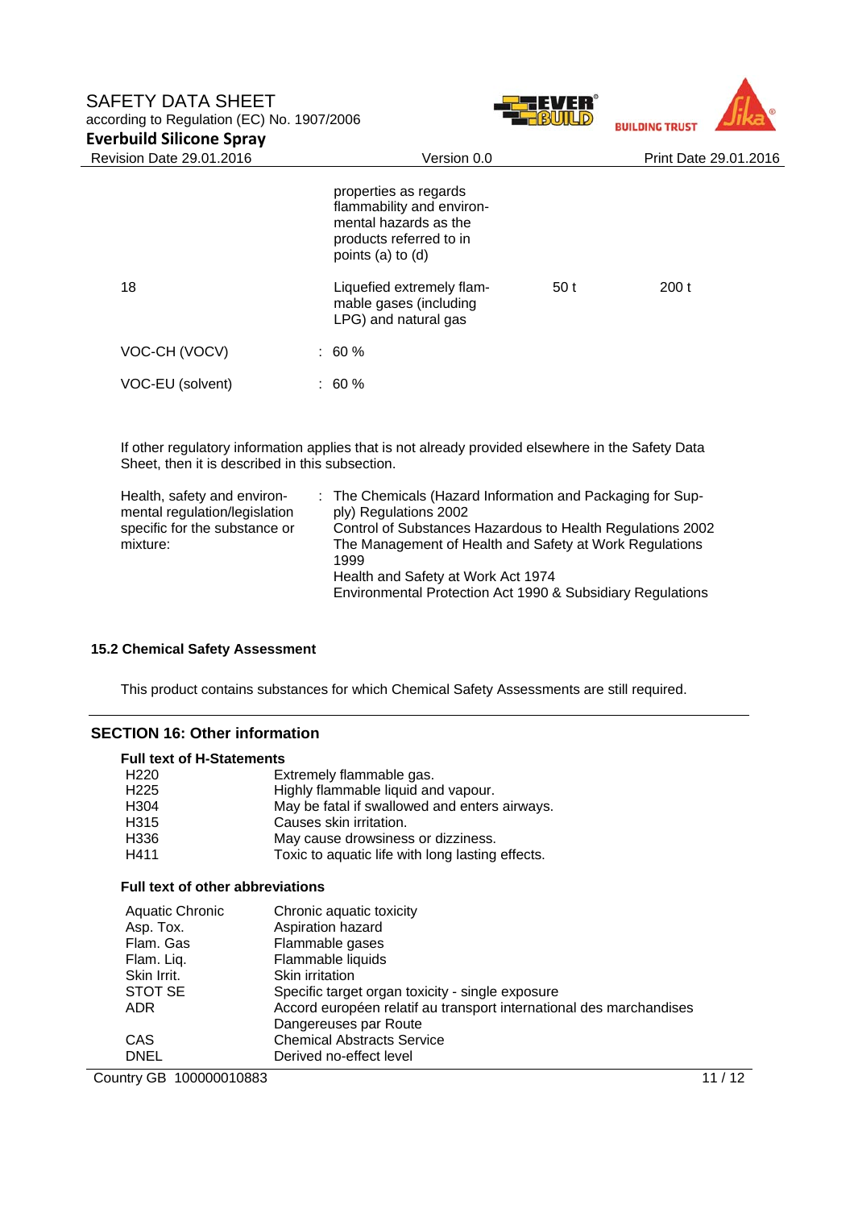|  |  |  |  |
|---|---|---|---|
|  | properties as regards flammability and environmental hazards as the products referred to in points (a) to (d) |  |  |
| 18 | Liquefied extremely flammable gases (including LPG) and natural gas | 50 t | 200 t |

VOC-CH (VOCV) : 60 %

VOC-EU (solvent) : 60 %

If other regulatory information applies that is not already provided elsewhere in the Safety Data Sheet, then it is described in this subsection.

Health, safety and environmental regulation/legislation specific for the substance or mixture:
: The Chemicals (Hazard Information and Packaging for Supply) Regulations 2002
Control of Substances Hazardous to Health Regulations 2002
The Management of Health and Safety at Work Regulations 1999
Health and Safety at Work Act 1974
Environmental Protection Act 1990 & Subsidiary Regulations

**15.2 Chemical Safety Assessment**

This product contains substances for which Chemical Safety Assessments are still required.

## SECTION 16: Other information

**Full text of H-Statements**

| | |
|---|---|
| H220 | Extremely flammable gas. |
| H225 | Highly flammable liquid and vapour. |
| H304 | May be fatal if swallowed and enters airways. |
| H315 | Causes skin irritation. |
| H336 | May cause drowsiness or dizziness. |
| H411 | Toxic to aquatic life with long lasting effects. |

**Full text of other abbreviations**

| | |
|---|---|
| Aquatic Chronic | Chronic aquatic toxicity |
| Asp. Tox. | Aspiration hazard |
| Flam. Gas | Flammable gases |
| Flam. Liq. | Flammable liquids |
| Skin Irrit. | Skin irritation |
| STOT SE | Specific target organ toxicity - single exposure |
| ADR | Accord européen relatif au transport international des marchandises Dangereuses par Route |
| CAS | Chemical Abstracts Service |
| DNEL | Derived no-effect level |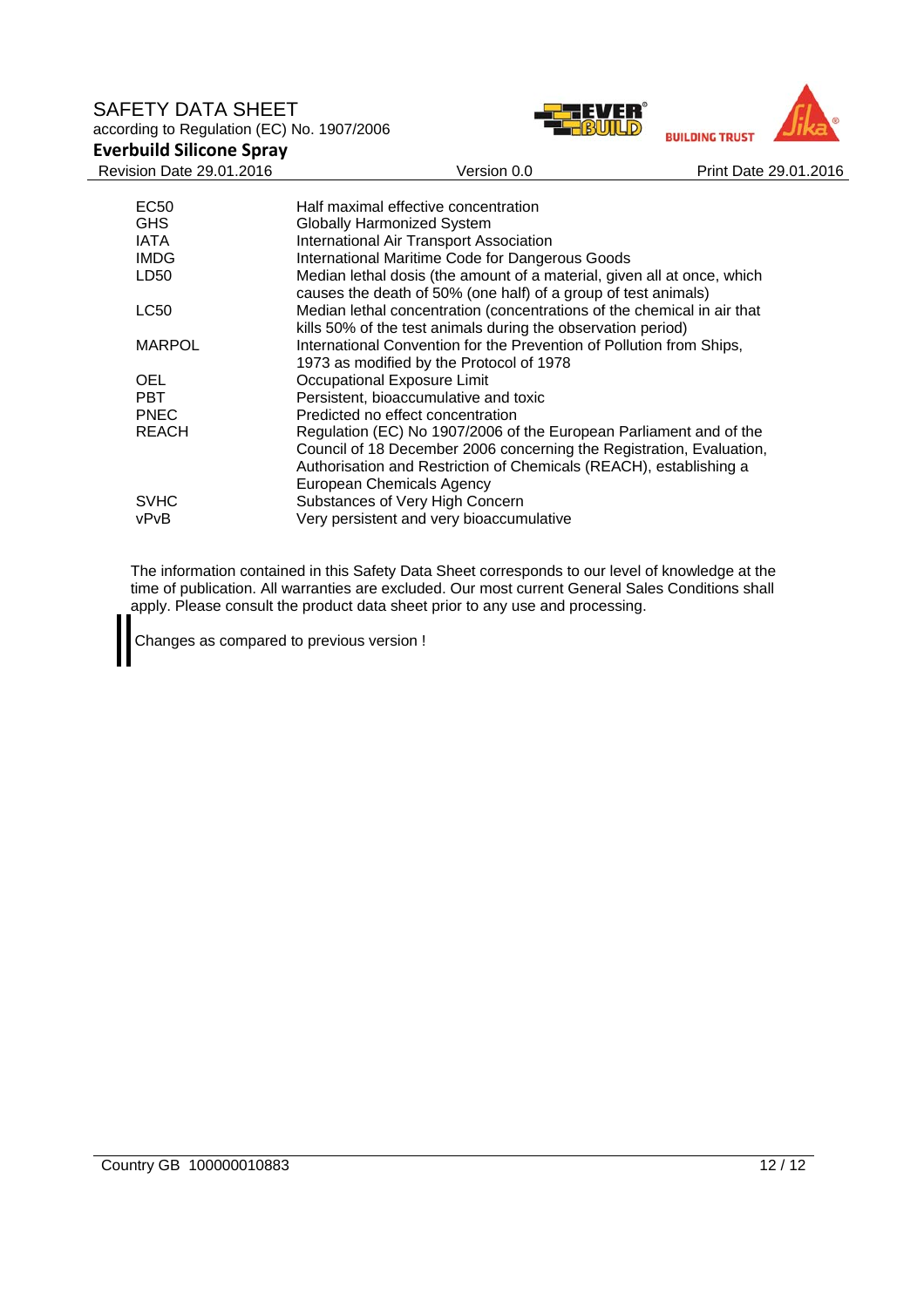| | |
|---|---|
| EC50 | Half maximal effective concentration |
| GHS | Globally Harmonized System |
| IATA | International Air Transport Association |
| IMDG | International Maritime Code for Dangerous Goods |
| LD50 | Median lethal dosis (the amount of a material, given all at once, which causes the death of 50% (one half) of a group of test animals) |
| LC50 | Median lethal concentration (concentrations of the chemical in air that kills 50% of the test animals during the observation period) |
| MARPOL | International Convention for the Prevention of Pollution from Ships, 1973 as modified by the Protocol of 1978 |
| OEL | Occupational Exposure Limit |
| PBT | Persistent, bioaccumulative and toxic |
| PNEC | Predicted no effect concentration |
| REACH | Regulation (EC) No 1907/2006 of the European Parliament and of the Council of 18 December 2006 concerning the Registration, Evaluation, Authorisation and Restriction of Chemicals (REACH), establishing a European Chemicals Agency |
| SVHC | Substances of Very High Concern |
| vPvB | Very persistent and very bioaccumulative |

The information contained in this Safety Data Sheet corresponds to our level of knowledge at the time of publication. All warranties are excluded. Our most current General Sales Conditions shall apply. Please consult the product data sheet prior to any use and processing.

Changes as compared to previous version !